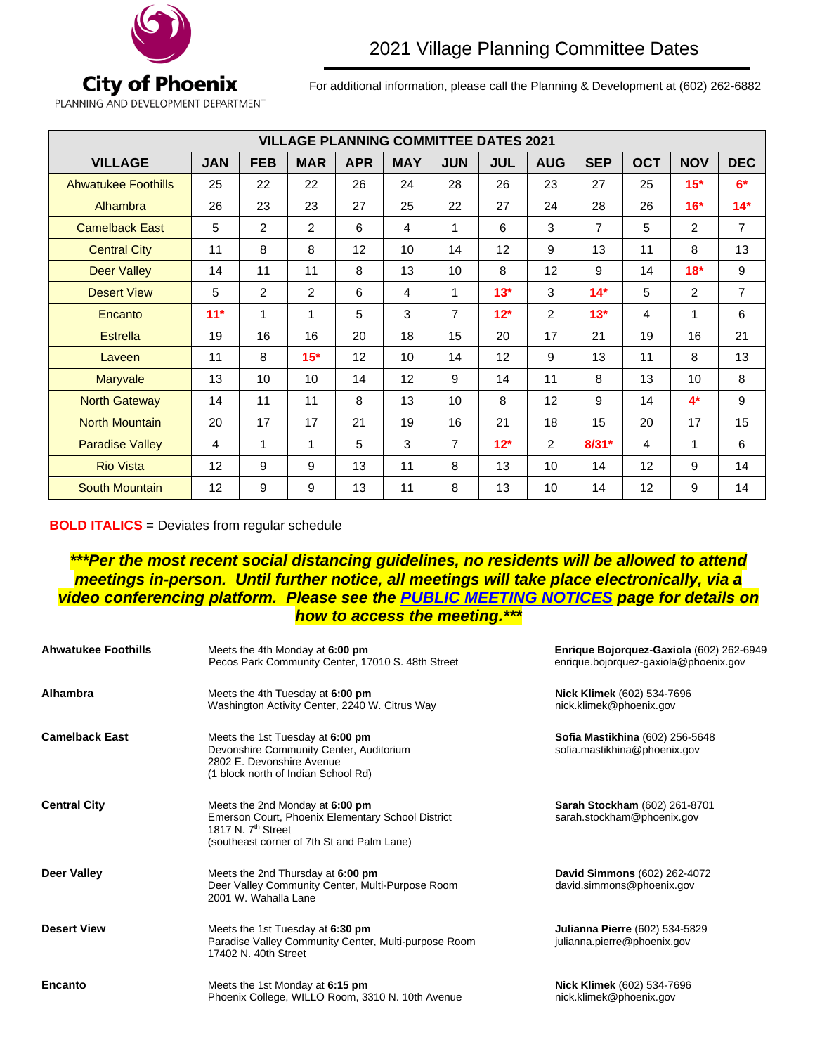**City of Phoenix**
PLANNING AND DEVELOPMENT DEPARTMENT

# 2021 Village Planning Committee Dates

For additional information, please call the Planning & Development at (602) 262-6882

| VILLAGE PLANNING COMMITTEE DATES 2021 | | | | | | | | | | | | |
|---|---|---|---|---|---|---|---|---|---|---|---|---|
| **VILLAGE** | **JAN** | **FEB** | **MAR** | **APR** | **MAY** | **JUN** | **JUL** | **AUG** | **SEP** | **OCT** | **NOV** | **DEC** |
| Ahwatukee Foothills | 25 | 22 | 22 | 26 | 24 | 28 | 26 | 23 | 27 | 25 | ***15**** | ***6**** |
| Alhambra | 26 | 23 | 23 | 27 | 25 | 22 | 27 | 24 | 28 | 26 | ***16**** | ***14**** |
| Camelback East | 5 | 2 | 2 | 6 | 4 | 1 | 6 | 3 | 7 | 5 | 2 | 7 |
| Central City | 11 | 8 | 8 | 12 | 10 | 14 | 12 | 9 | 13 | 11 | 8 | 13 |
| Deer Valley | 14 | 11 | 11 | 8 | 13 | 10 | 8 | 12 | 9 | 14 | ***18**** | 9 |
| Desert View | 5 | 2 | 2 | 6 | 4 | 1 | ***13**** | 3 | ***14**** | 5 | 2 | 7 |
| Encanto | ***11**** | 1 | 1 | 5 | 3 | 7 | ***12**** | 2 | ***13**** | 4 | 1 | 6 |
| Estrella | 19 | 16 | 16 | 20 | 18 | 15 | 20 | 17 | 21 | 19 | 16 | 21 |
| Laveen | 11 | 8 | ***15**** | 12 | 10 | 14 | 12 | 9 | 13 | 11 | 8 | 13 |
| Maryvale | 13 | 10 | 10 | 14 | 12 | 9 | 14 | 11 | 8 | 13 | 10 | 8 |
| North Gateway | 14 | 11 | 11 | 8 | 13 | 10 | 8 | 12 | 9 | 14 | ***4**** | 9 |
| North Mountain | 20 | 17 | 17 | 21 | 19 | 16 | 21 | 18 | 15 | 20 | 17 | 15 |
| Paradise Valley | 4 | 1 | 1 | 5 | 3 | 7 | ***12**** | 2 | ***8/31**** | 4 | 1 | 6 |
| Rio Vista | 12 | 9 | 9 | 13 | 11 | 8 | 13 | 10 | 14 | 12 | 9 | 14 |
| South Mountain | 12 | 9 | 9 | 13 | 11 | 8 | 13 | 10 | 14 | 12 | 9 | 14 |

**BOLD ITALICS** = Deviates from regular schedule

***\*\*\*Per the most recent social distancing guidelines, no residents will be allowed to attend meetings in-person. Until further notice, all meetings will take place electronically, via a video conferencing platform. Please see the PUBLIC MEETING NOTICES page for details on how to access the meeting.\*\*\****

**Ahwatukee Foothills**
Meets the 4th Monday at **6:00 pm**
Pecos Park Community Center, 17010 S. 48th Street
**Enrique Bojorquez-Gaxiola** (602) 262-6949
enrique.bojorquez-gaxiola@phoenix.gov

**Alhambra**
Meets the 4th Tuesday at **6:00 pm**
Washington Activity Center, 2240 W. Citrus Way
**Nick Klimek** (602) 534-7696
nick.klimek@phoenix.gov

**Camelback East**
Meets the 1st Tuesday at **6:00 pm**
Devonshire Community Center, Auditorium
2802 E. Devonshire Avenue
(1 block north of Indian School Rd)
**Sofia Mastikhina** (602) 256-5648
sofia.mastikhina@phoenix.gov

**Central City**
Meets the 2nd Monday at **6:00 pm**
Emerson Court, Phoenix Elementary School District
1817 N. 7th Street
(southeast corner of 7th St and Palm Lane)
**Sarah Stockham** (602) 261-8701
sarah.stockham@phoenix.gov

**Deer Valley**
Meets the 2nd Thursday at **6:00 pm**
Deer Valley Community Center, Multi-Purpose Room
2001 W. Wahalla Lane
**David Simmons** (602) 262-4072
david.simmons@phoenix.gov

**Desert View**
Meets the 1st Tuesday at **6:30 pm**
Paradise Valley Community Center, Multi-purpose Room
17402 N. 40th Street
**Julianna Pierre** (602) 534-5829
julianna.pierre@phoenix.gov

**Encanto**
Meets the 1st Monday at **6:15 pm**
Phoenix College, WILLO Room, 3310 N. 10th Avenue
**Nick Klimek** (602) 534-7696
nick.klimek@phoenix.gov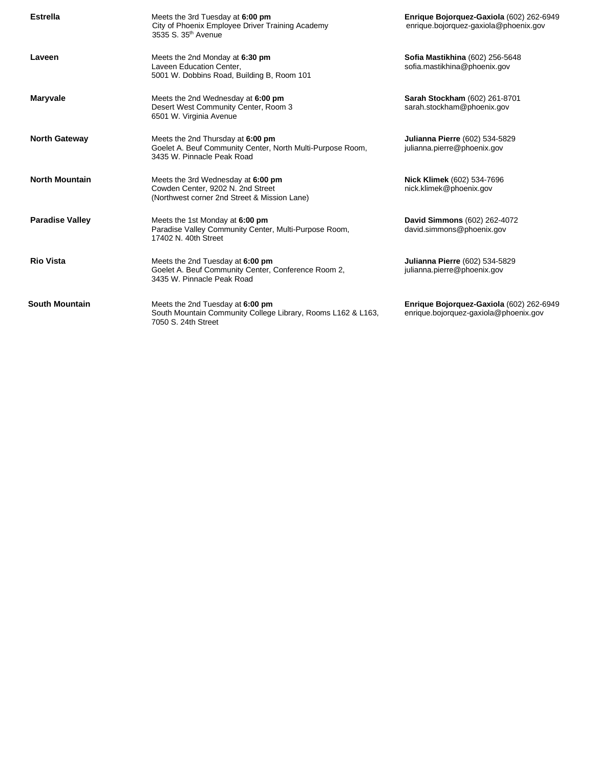| | | |
|---|---|---|
| **Estrella** | Meets the 3rd Tuesday at **6:00 pm**<br>City of Phoenix Employee Driver Training Academy<br>3535 S. 35th Avenue | **Enrique Bojorquez-Gaxiola** (602) 262-6949<br>enrique.bojorquez-gaxiola@phoenix.gov |
| **Laveen** | Meets the 2nd Monday at **6:30 pm**<br>Laveen Education Center,<br>5001 W. Dobbins Road, Building B, Room 101 | **Sofia Mastikhina** (602) 256-5648<br>sofia.mastikhina@phoenix.gov |
| **Maryvale** | Meets the 2nd Wednesday at **6:00 pm**<br>Desert West Community Center, Room 3<br>6501 W. Virginia Avenue | **Sarah Stockham** (602) 261-8701<br>sarah.stockham@phoenix.gov |
| **North Gateway** | Meets the 2nd Thursday at **6:00 pm**<br>Goelet A. Beuf Community Center, North Multi-Purpose Room,<br>3435 W. Pinnacle Peak Road | **Julianna Pierre** (602) 534-5829<br>julianna.pierre@phoenix.gov |
| **North Mountain** | Meets the 3rd Wednesday at **6:00 pm**<br>Cowden Center, 9202 N. 2nd Street<br>(Northwest corner 2nd Street & Mission Lane) | **Nick Klimek** (602) 534-7696<br>nick.klimek@phoenix.gov |
| **Paradise Valley** | Meets the 1st Monday at **6:00 pm**<br>Paradise Valley Community Center, Multi-Purpose Room,<br>17402 N. 40th Street | **David Simmons** (602) 262-4072<br>david.simmons@phoenix.gov |
| **Rio Vista** | Meets the 2nd Tuesday at **6:00 pm**<br>Goelet A. Beuf Community Center, Conference Room 2,<br>3435 W. Pinnacle Peak Road | **Julianna Pierre** (602) 534-5829<br>julianna.pierre@phoenix.gov |
| **South Mountain** | Meets the 2nd Tuesday at **6:00 pm**<br>South Mountain Community College Library, Rooms L162 & L163,<br>7050 S. 24th Street | **Enrique Bojorquez-Gaxiola** (602) 262-6949<br>enrique.bojorquez-gaxiola@phoenix.gov |